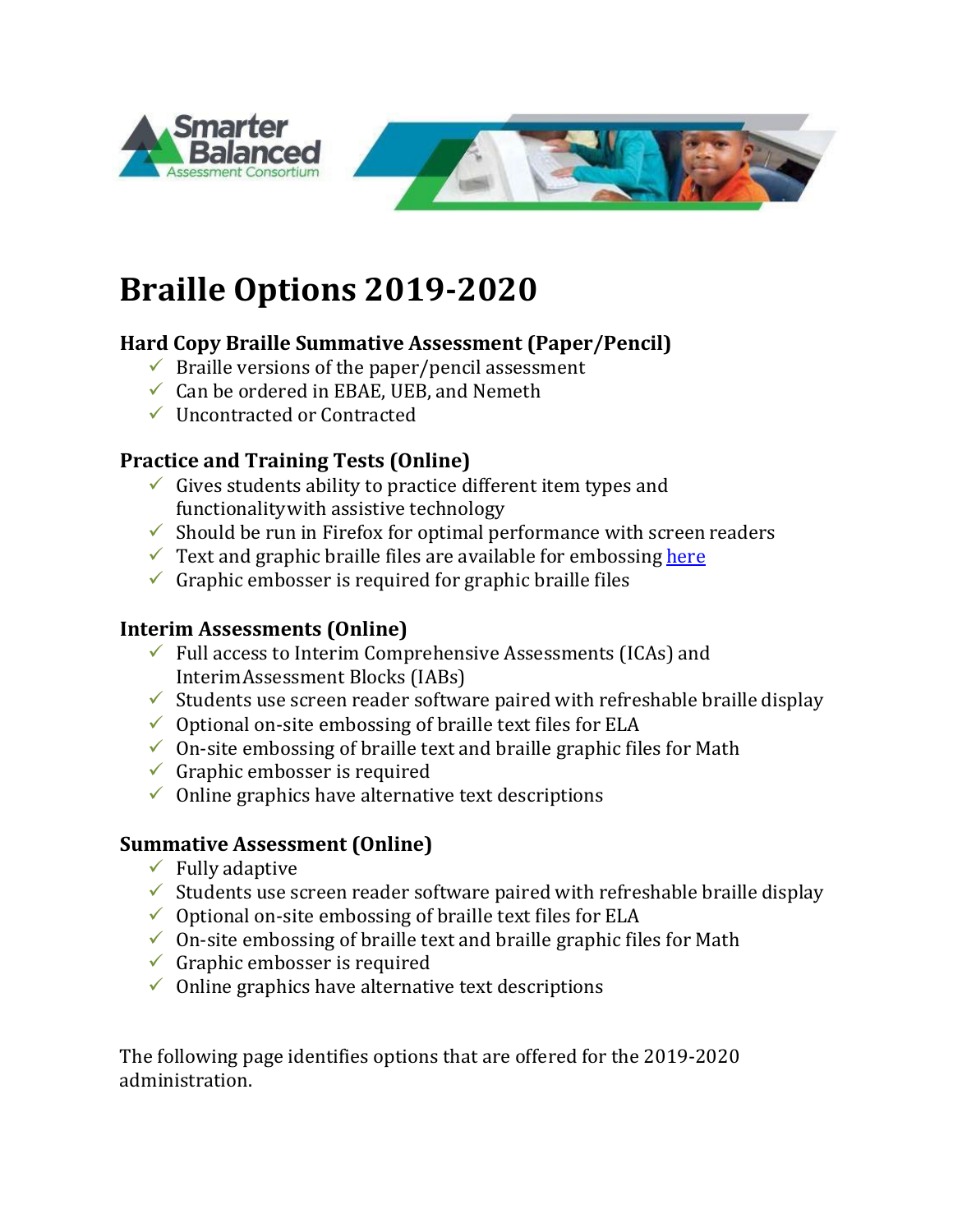# Braille Options 2019-2020

### Hard Copy Braille Summative Assessment (Paper/Pencil)

- ✓ Braille versions of the paper/pencil assessment
- ✓ Can be ordered in EBAE, UEB, and Nemeth
- ✓ Uncontracted or Contracted

### Practice and Training Tests (Online)

- ✓ Gives students ability to practice different item types and functionality with assistive technology
- ✓ Should be run in Firefox for optimal performance with screen readers
- ✓ Text and graphic braille files are available for embossing here
- ✓ Graphic embosser is required for graphic braille files

### Interim Assessments (Online)

- ✓ Full access to Interim Comprehensive Assessments (ICAs) and Interim Assessment Blocks (IABs)
- ✓ Students use screen reader software paired with refreshable braille display
- ✓ Optional on-site embossing of braille text files for ELA
- ✓ On-site embossing of braille text and braille graphic files for Math
- ✓ Graphic embosser is required
- ✓ Online graphics have alternative text descriptions

### Summative Assessment (Online)

- ✓ Fully adaptive
- ✓ Students use screen reader software paired with refreshable braille display
- ✓ Optional on-site embossing of braille text files for ELA
- ✓ On-site embossing of braille text and braille graphic files for Math
- ✓ Graphic embosser is required
- ✓ Online graphics have alternative text descriptions

The following page identifies options that are offered for the 2019-2020 administration.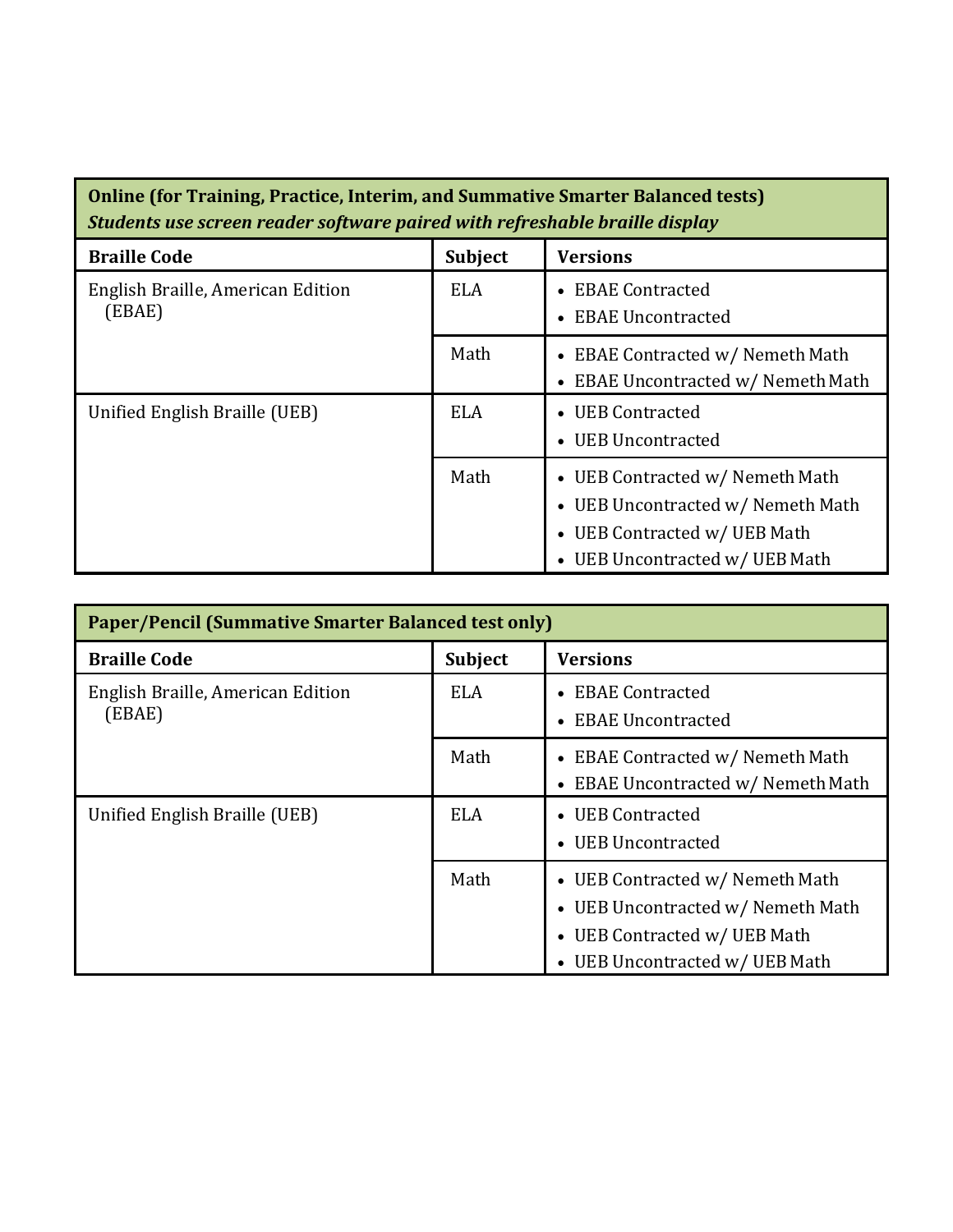| **Online (for Training, Practice, Interim, and Summative Smarter Balanced tests)** ***Students use screen reader software paired with refreshable braille display*** | | |
|---|---|---|
| **Braille Code** | **Subject** | **Versions** |
| English Braille, American Edition (EBAE) | ELA | • EBAE Contracted<br>• EBAE Uncontracted |
| | Math | • EBAE Contracted w/ Nemeth Math<br>• EBAE Uncontracted w/ Nemeth Math |
| Unified English Braille (UEB) | ELA | • UEB Contracted<br>• UEB Uncontracted |
| | Math | • UEB Contracted w/ Nemeth Math<br>• UEB Uncontracted w/ Nemeth Math<br>• UEB Contracted w/ UEB Math<br>• UEB Uncontracted w/ UEB Math |

| **Paper/Pencil (Summative Smarter Balanced test only)** | | |
|---|---|---|
| **Braille Code** | **Subject** | **Versions** |
| English Braille, American Edition (EBAE) | ELA | • EBAE Contracted<br>• EBAE Uncontracted |
| | Math | • EBAE Contracted w/ Nemeth Math<br>• EBAE Uncontracted w/ Nemeth Math |
| Unified English Braille (UEB) | ELA | • UEB Contracted<br>• UEB Uncontracted |
| | Math | • UEB Contracted w/ Nemeth Math<br>• UEB Uncontracted w/ Nemeth Math<br>• UEB Contracted w/ UEB Math<br>• UEB Uncontracted w/ UEB Math |